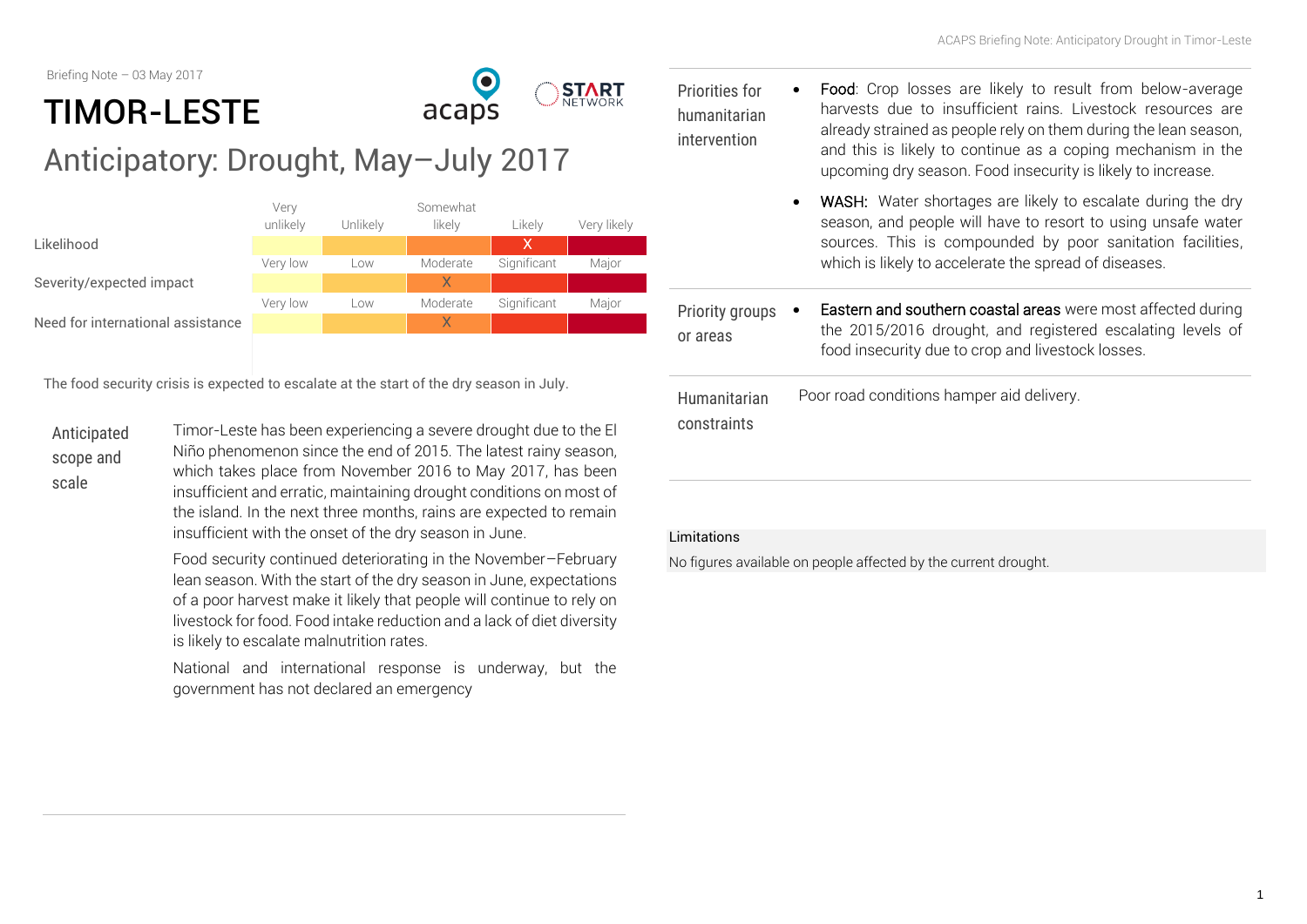Briefing Note – 03 May 2017

# TIMOR-LESTE

## Anticipatory: Drought, May–July 2017

| | Very unlikely | Unlikely | Somewhat likely | Likely | Very likely |
|---|---|---|---|---|---|
| Likelihood | | | | X | |
| | **Very low** | **Low** | **Moderate** | **Significant** | **Major** |
| Severity/expected impact | | | X | | |
| | **Very low** | **Low** | **Moderate** | **Significant** | **Major** |
| Need for international assistance | | | X | | |

The food security crisis is expected to escalate at the start of the dry season in July.

### Anticipated scope and scale

Timor-Leste has been experiencing a severe drought due to the El Niño phenomenon since the end of 2015. The latest rainy season, which takes place from November 2016 to May 2017, has been insufficient and erratic, maintaining drought conditions on most of the island. In the next three months, rains are expected to remain insufficient with the onset of the dry season in June.

Food security continued deteriorating in the November–February lean season. With the start of the dry season in June, expectations of a poor harvest make it likely that people will continue to rely on livestock for food. Food intake reduction and a lack of diet diversity is likely to escalate malnutrition rates.

National and international response is underway, but the government has not declared an emergency

### Priorities for humanitarian intervention

- Food: Crop losses are likely to result from below-average harvests due to insufficient rains. Livestock resources are already strained as people rely on them during the lean season, and this is likely to continue as a coping mechanism in the upcoming dry season. Food insecurity is likely to increase.
- WASH: Water shortages are likely to escalate during the dry season, and people will have to resort to using unsafe water sources. This is compounded by poor sanitation facilities, which is likely to accelerate the spread of diseases.

### Priority groups or areas

- Eastern and southern coastal areas were most affected during the 2015/2016 drought, and registered escalating levels of food insecurity due to crop and livestock losses.

### Humanitarian constraints

Poor road conditions hamper aid delivery.

### Limitations

No figures available on people affected by the current drought.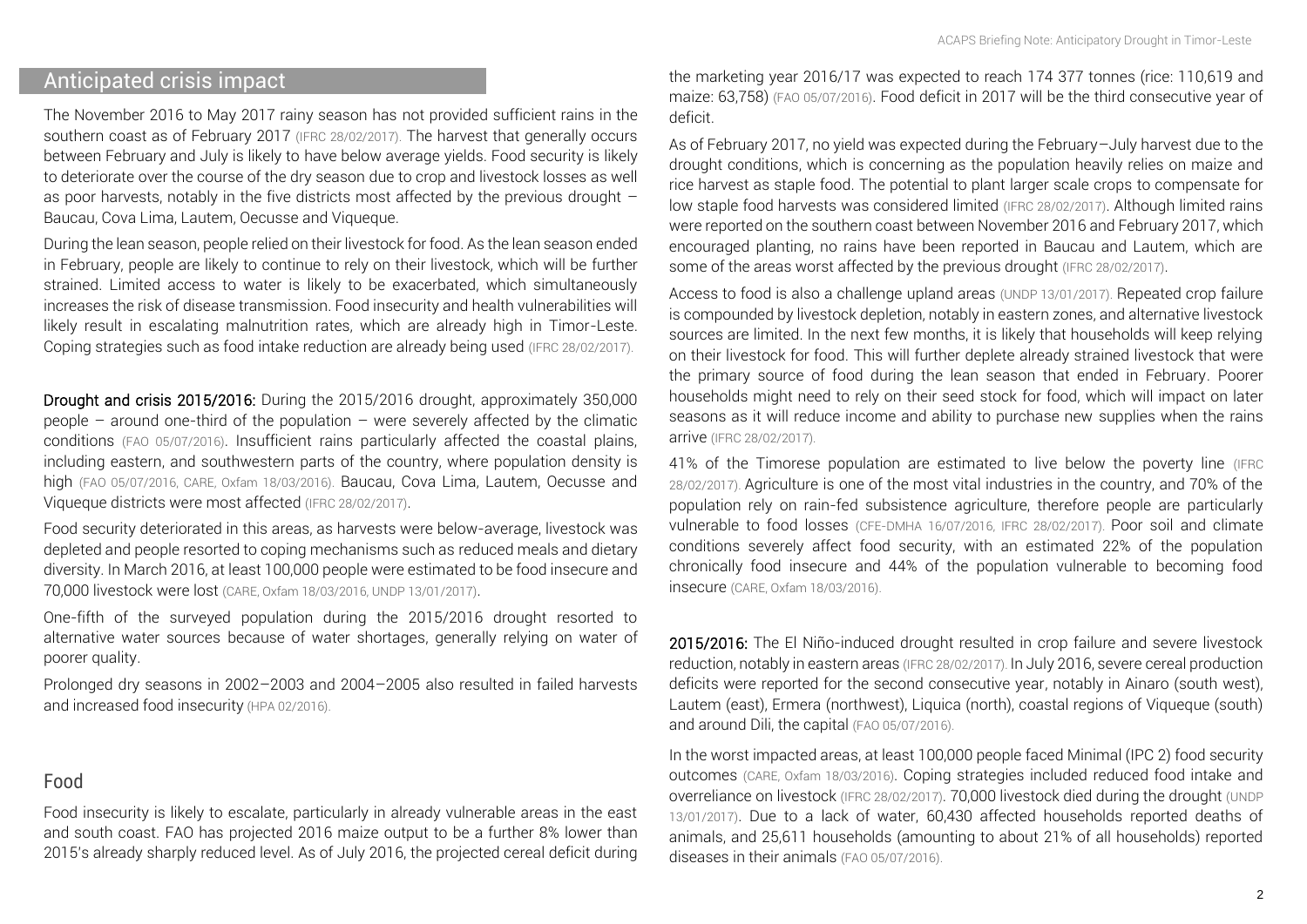## Anticipated crisis impact

The November 2016 to May 2017 rainy season has not provided sufficient rains in the southern coast as of February 2017 (IFRC 28/02/2017). The harvest that generally occurs between February and July is likely to have below average yields. Food security is likely to deteriorate over the course of the dry season due to crop and livestock losses as well as poor harvests, notably in the five districts most affected by the previous drought – Baucau, Cova Lima, Lautem, Oecusse and Viqueque.

During the lean season, people relied on their livestock for food. As the lean season ended in February, people are likely to continue to rely on their livestock, which will be further strained. Limited access to water is likely to be exacerbated, which simultaneously increases the risk of disease transmission. Food insecurity and health vulnerabilities will likely result in escalating malnutrition rates, which are already high in Timor-Leste. Coping strategies such as food intake reduction are already being used (IFRC 28/02/2017).

**Drought and crisis 2015/2016:** During the 2015/2016 drought, approximately 350,000 people – around one-third of the population – were severely affected by the climatic conditions (FAO 05/07/2016). Insufficient rains particularly affected the coastal plains, including eastern, and southwestern parts of the country, where population density is high (FAO 05/07/2016, CARE, Oxfam 18/03/2016). Baucau, Cova Lima, Lautem, Oecusse and Viqueque districts were most affected (IFRC 28/02/2017).

Food security deteriorated in this areas, as harvests were below-average, livestock was depleted and people resorted to coping mechanisms such as reduced meals and dietary diversity. In March 2016, at least 100,000 people were estimated to be food insecure and 70,000 livestock were lost (CARE, Oxfam 18/03/2016, UNDP 13/01/2017).

One-fifth of the surveyed population during the 2015/2016 drought resorted to alternative water sources because of water shortages, generally relying on water of poorer quality.

Prolonged dry seasons in 2002–2003 and 2004–2005 also resulted in failed harvests and increased food insecurity (HPA 02/2016).

## Food

Food insecurity is likely to escalate, particularly in already vulnerable areas in the east and south coast. FAO has projected 2016 maize output to be a further 8% lower than 2015's already sharply reduced level. As of July 2016, the projected cereal deficit during the marketing year 2016/17 was expected to reach 174 377 tonnes (rice: 110,619 and maize: 63,758) (FAO 05/07/2016). Food deficit in 2017 will be the third consecutive year of deficit.

As of February 2017, no yield was expected during the February–July harvest due to the drought conditions, which is concerning as the population heavily relies on maize and rice harvest as staple food. The potential to plant larger scale crops to compensate for low staple food harvests was considered limited (IFRC 28/02/2017). Although limited rains were reported on the southern coast between November 2016 and February 2017, which encouraged planting, no rains have been reported in Baucau and Lautem, which are some of the areas worst affected by the previous drought (IFRC 28/02/2017).

Access to food is also a challenge upland areas (UNDP 13/01/2017). Repeated crop failure is compounded by livestock depletion, notably in eastern zones, and alternative livestock sources are limited. In the next few months, it is likely that households will keep relying on their livestock for food. This will further deplete already strained livestock that were the primary source of food during the lean season that ended in February. Poorer households might need to rely on their seed stock for food, which will impact on later seasons as it will reduce income and ability to purchase new supplies when the rains arrive (IFRC 28/02/2017).

41% of the Timorese population are estimated to live below the poverty line (IFRC 28/02/2017). Agriculture is one of the most vital industries in the country, and 70% of the population rely on rain-fed subsistence agriculture, therefore people are particularly vulnerable to food losses (CFE-DMHA 16/07/2016, IFRC 28/02/2017). Poor soil and climate conditions severely affect food security, with an estimated 22% of the population chronically food insecure and 44% of the population vulnerable to becoming food insecure (CARE, Oxfam 18/03/2016).

**2015/2016:** The El Niño-induced drought resulted in crop failure and severe livestock reduction, notably in eastern areas (IFRC 28/02/2017). In July 2016, severe cereal production deficits were reported for the second consecutive year, notably in Ainaro (south west), Lautem (east), Ermera (northwest), Liquica (north), coastal regions of Viqueque (south) and around Dili, the capital (FAO 05/07/2016).

In the worst impacted areas, at least 100,000 people faced Minimal (IPC 2) food security outcomes (CARE, Oxfam 18/03/2016). Coping strategies included reduced food intake and overreliance on livestock (IFRC 28/02/2017). 70,000 livestock died during the drought (UNDP 13/01/2017). Due to a lack of water, 60,430 affected households reported deaths of animals, and 25,611 households (amounting to about 21% of all households) reported diseases in their animals (FAO 05/07/2016).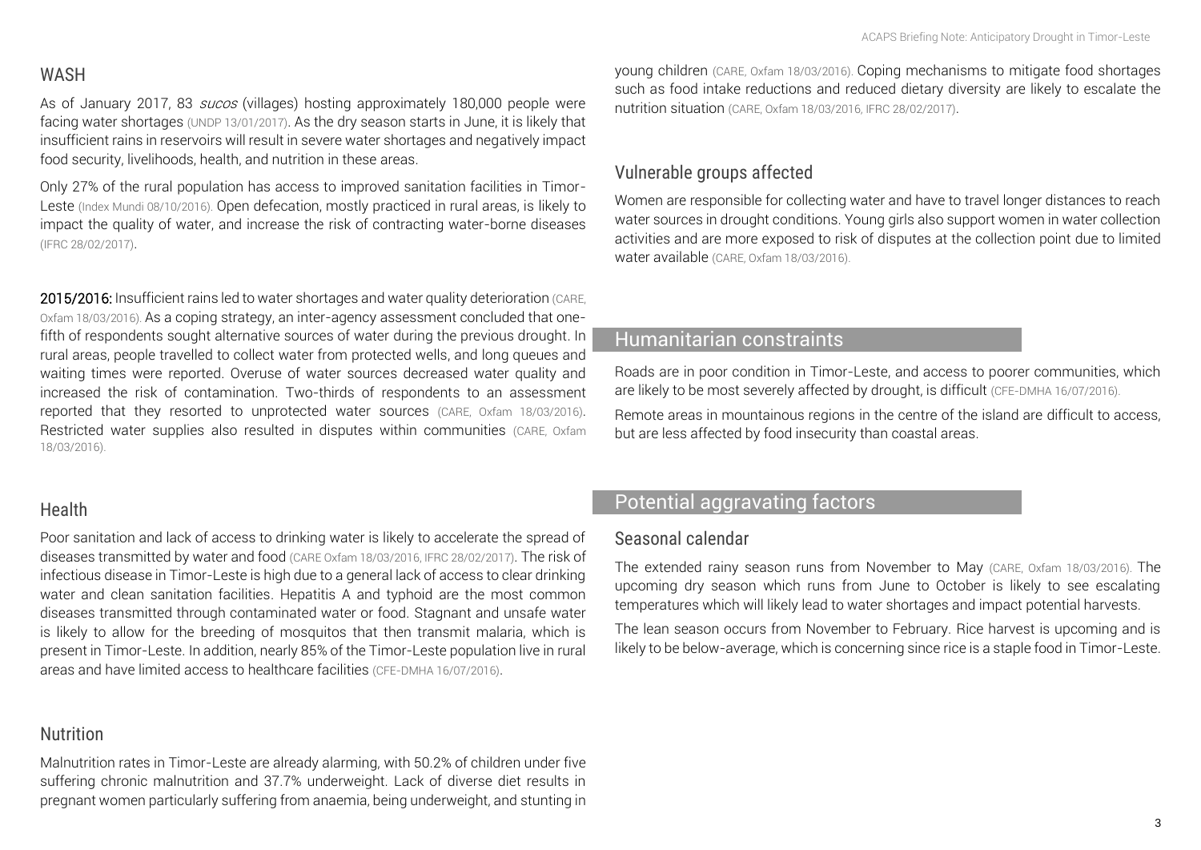## WASH

As of January 2017, 83 *sucos* (villages) hosting approximately 180,000 people were facing water shortages (UNDP 13/01/2017). As the dry season starts in June, it is likely that insufficient rains in reservoirs will result in severe water shortages and negatively impact food security, livelihoods, health, and nutrition in these areas.

Only 27% of the rural population has access to improved sanitation facilities in Timor-Leste (Index Mundi 08/10/2016). Open defecation, mostly practiced in rural areas, is likely to impact the quality of water, and increase the risk of contracting water-borne diseases (IFRC 28/02/2017).

**2015/2016:** Insufficient rains led to water shortages and water quality deterioration (CARE, Oxfam 18/03/2016). As a coping strategy, an inter-agency assessment concluded that one-fifth of respondents sought alternative sources of water during the previous drought. In rural areas, people travelled to collect water from protected wells, and long queues and waiting times were reported. Overuse of water sources decreased water quality and increased the risk of contamination. Two-thirds of respondents to an assessment reported that they resorted to unprotected water sources (CARE, Oxfam 18/03/2016). Restricted water supplies also resulted in disputes within communities (CARE, Oxfam 18/03/2016).

## Health

Poor sanitation and lack of access to drinking water is likely to accelerate the spread of diseases transmitted by water and food (CARE Oxfam 18/03/2016, IFRC 28/02/2017). The risk of infectious disease in Timor-Leste is high due to a general lack of access to clear drinking water and clean sanitation facilities. Hepatitis A and typhoid are the most common diseases transmitted through contaminated water or food. Stagnant and unsafe water is likely to allow for the breeding of mosquitos that then transmit malaria, which is present in Timor-Leste. In addition, nearly 85% of the Timor-Leste population live in rural areas and have limited access to healthcare facilities (CFE-DMHA 16/07/2016).

## Nutrition

Malnutrition rates in Timor-Leste are already alarming, with 50.2% of children under five suffering chronic malnutrition and 37.7% underweight. Lack of diverse diet results in pregnant women particularly suffering from anaemia, being underweight, and stunting in young children (CARE, Oxfam 18/03/2016). Coping mechanisms to mitigate food shortages such as food intake reductions and reduced dietary diversity are likely to escalate the nutrition situation (CARE, Oxfam 18/03/2016, IFRC 28/02/2017).

## Vulnerable groups affected

Women are responsible for collecting water and have to travel longer distances to reach water sources in drought conditions. Young girls also support women in water collection activities and are more exposed to risk of disputes at the collection point due to limited water available (CARE, Oxfam 18/03/2016).

# Humanitarian constraints

Roads are in poor condition in Timor-Leste, and access to poorer communities, which are likely to be most severely affected by drought, is difficult (CFE-DMHA 16/07/2016).

Remote areas in mountainous regions in the centre of the island are difficult to access, but are less affected by food insecurity than coastal areas.

# Potential aggravating factors

## Seasonal calendar

The extended rainy season runs from November to May (CARE, Oxfam 18/03/2016). The upcoming dry season which runs from June to October is likely to see escalating temperatures which will likely lead to water shortages and impact potential harvests.

The lean season occurs from November to February. Rice harvest is upcoming and is likely to be below-average, which is concerning since rice is a staple food in Timor-Leste.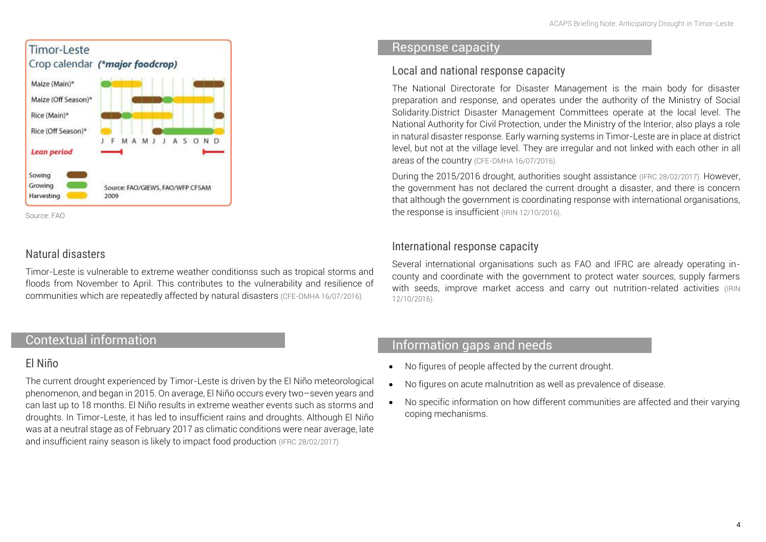Timor-Leste

Crop calendar (*major foodcrop)

| | J | F | M | A | M | J | J | A | S | O | N | D |
|---|---|---|---|---|---|---|---|---|---|---|---|---|
| Maize (Main)* | | | | | | | | | | | | |
| Maize (Off Season)* | | | | | | | | | | | | |
| Rice (Main)* | | | | | | | | | | | | |
| Rice (Off Season)* | | | | | | | | | | | | |
| *Lean period* | | | | | | | | | | | | |

Sowing / Growing / Harvesting

Source: FAO/GIEWS, FAO/WFP CFSAM 2009

Source: FAO

### Natural disasters

Timor-Leste is vulnerable to extreme weather conditionss such as tropical storms and floods from November to April. This contributes to the vulnerability and resilience of communities which are repeatedly affected by natural disasters (CFE-DMHA 16/07/2016).

## Contextual information

### El Niño

The current drought experienced by Timor-Leste is driven by the El Niño meteorological phenomenon, and began in 2015. On average, El Niño occurs every two–seven years and can last up to 18 months. El Niño results in extreme weather events such as storms and droughts. In Timor-Leste, it has led to insufficient rains and droughts. Although El Niño was at a neutral stage as of February 2017 as climatic conditions were near average, late and insufficient rainy season is likely to impact food production (IFRC 28/02/2017).

## Response capacity

### Local and national response capacity

The National Directorate for Disaster Management is the main body for disaster preparation and response, and operates under the authority of the Ministry of Social Solidarity.District Disaster Management Committees operate at the local level. The National Authority for Civil Protection, under the Ministry of the Interior, also plays a role in natural disaster response. Early warning systems in Timor-Leste are in place at district level, but not at the village level. They are irregular and not linked with each other in all areas of the country (CFE-DMHA 16/07/2016).

During the 2015/2016 drought, authorities sought assistance (IFRC 28/02/2017). However, the government has not declared the current drought a disaster, and there is concern that although the government is coordinating response with international organisations, the response is insufficient (IRIN 12/10/2016).

### International response capacity

Several international organisations such as FAO and IFRC are already operating in-county and coordinate with the government to protect water sources, supply farmers with seeds, improve market access and carry out nutrition-related activities (IRIN 12/10/2016).

## Information gaps and needs

- No figures of people affected by the current drought.
- No figures on acute malnutrition as well as prevalence of disease.
- No specific information on how different communities are affected and their varying coping mechanisms.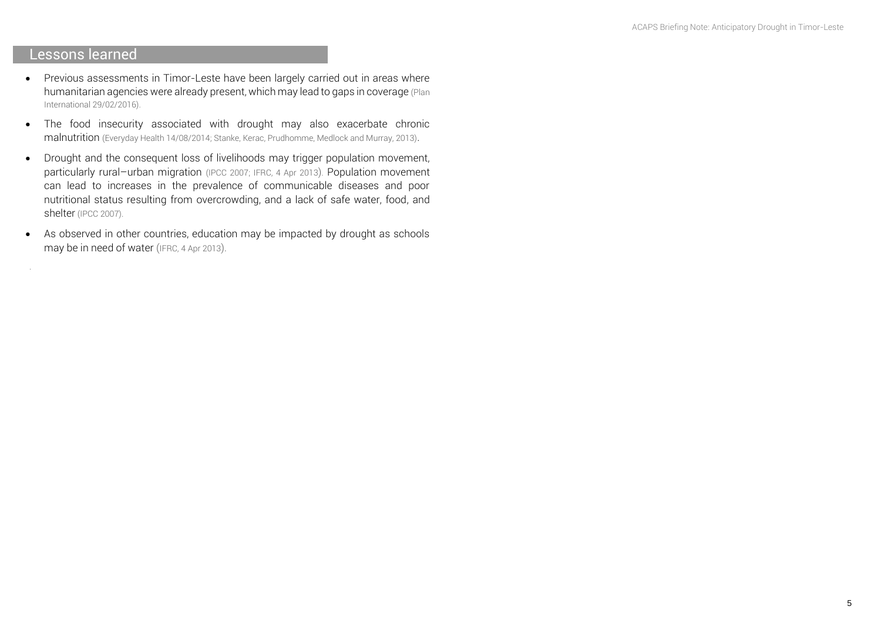## Lessons learned

- Previous assessments in Timor-Leste have been largely carried out in areas where humanitarian agencies were already present, which may lead to gaps in coverage (Plan International 29/02/2016).
- The food insecurity associated with drought may also exacerbate chronic malnutrition (Everyday Health 14/08/2014; Stanke, Kerac, Prudhomme, Medlock and Murray, 2013).
- Drought and the consequent loss of livelihoods may trigger population movement, particularly rural–urban migration (IPCC 2007; IFRC, 4 Apr 2013). Population movement can lead to increases in the prevalence of communicable diseases and poor nutritional status resulting from overcrowding, and a lack of safe water, food, and shelter (IPCC 2007).
- As observed in other countries, education may be impacted by drought as schools may be in need of water (IFRC, 4 Apr 2013).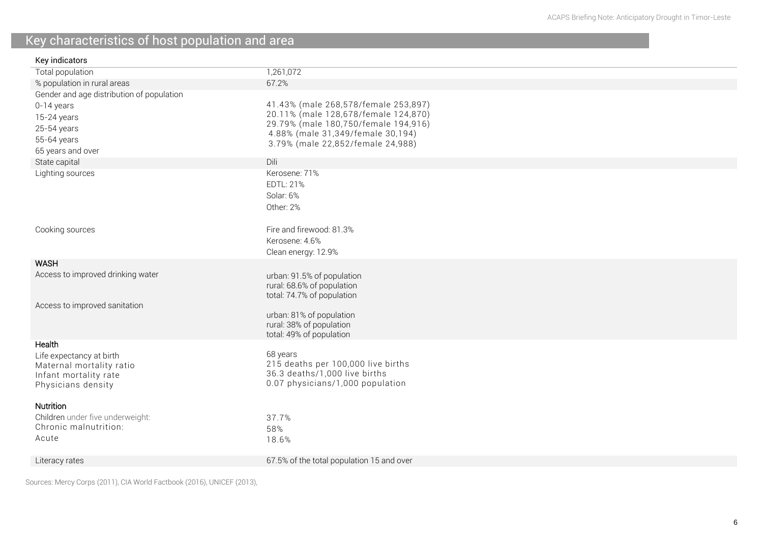## Key characteristics of host population and area

| Key indicators | |
|---|---|
| Total population | 1,261,072 |
| % population in rural areas | 67.2% |
| Gender and age distribution of population | |
| 0-14 years | 41.43% (male 268,578/female 253,897) |
| 15-24 years | 20.11% (male 128,678/female 124,870) |
| 25-54 years | 29.79% (male 180,750/female 194,916) |
| 55-64 years | 4.88% (male 31,349/female 30,194) |
| 65 years and over | 3.79% (male 22,852/female 24,988) |
| State capital | Dili |
| Lighting sources | Kerosene: 71%<br>EDTL: 21%<br>Solar: 6%<br>Other: 2% |
| Cooking sources | Fire and firewood: 81.3%<br>Kerosene: 4.6%<br>Clean energy: 12.9% |
| **WASH** | |
| Access to improved drinking water | urban: 91.5% of population<br>rural: 68.6% of population<br>total: 74.7% of population |
| Access to improved sanitation | urban: 81% of population<br>rural: 38% of population<br>total: 49% of population |
| **Health** | |
| Life expectancy at birth | 68 years |
| Maternal mortality ratio | 215 deaths per 100,000 live births |
| Infant mortality rate | 36.3 deaths/1,000 live births |
| Physicians density | 0.07 physicians/1,000 population |
| **Nutrition** | |
| Children under five underweight: | 37.7% |
| Chronic malnutrition: | 58% |
| Acute | 18.6% |
| Literacy rates | 67.5% of the total population 15 and over |

Sources: Mercy Corps (2011), CIA World Factbook (2016), UNICEF (2013),